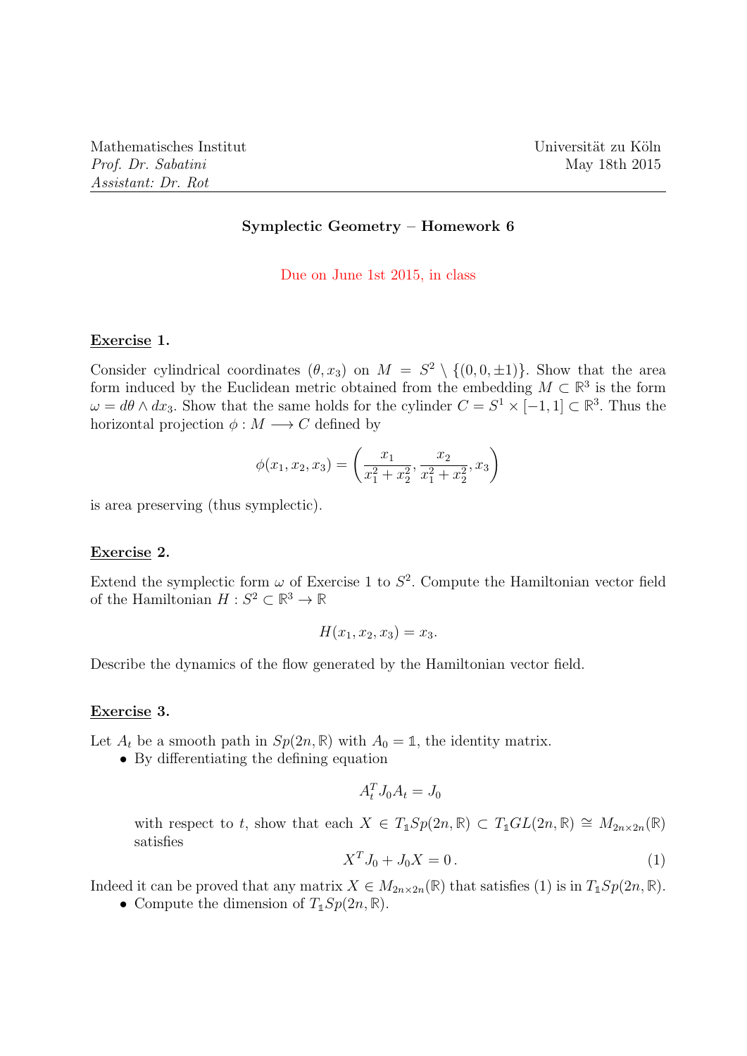Mathematisches Institut  
*Prof. Dr. Sabatini*  
*Assistant: Dr. Rot*

Universität zu Köln  
May 18th 2015

---

**Symplectic Geometry – Homework 6**

Due on June 1st 2015, in class

## **Exercise 1.**

Consider cylindrical coordinates $(\theta, x_3)$ on $M = S^2 \setminus \{(0,0,\pm 1)\}$. Show that the area form induced by the Euclidean metric obtained from the embedding $M \subset \mathbb{R}^3$ is the form $\omega = d\theta \wedge dx_3$. Show that the same holds for the cylinder $C = S^1 \times [-1,1] \subset \mathbb{R}^3$. Thus the horizontal projection $\phi : M \longrightarrow C$ defined by

$$\phi(x_1, x_2, x_3) = \left( \frac{x_1}{x_1^2 + x_2^2}, \frac{x_2}{x_1^2 + x_2^2}, x_3 \right)$$

is area preserving (thus symplectic).

## **Exercise 2.**

Extend the symplectic form $\omega$ of Exercise 1 to $S^2$. Compute the Hamiltonian vector field of the Hamiltonian $H : S^2 \subset \mathbb{R}^3 \to \mathbb{R}$

$$H(x_1, x_2, x_3) = x_3.$$

Describe the dynamics of the flow generated by the Hamiltonian vector field.

## **Exercise 3.**

Let $A_t$ be a smooth path in $Sp(2n, \mathbb{R})$ with $A_0 = \mathbb{1}$, the identity matrix.

- By differentiating the defining equation

$$A_t^T J_0 A_t = J_0$$

with respect to $t$, show that each $X \in T_{\mathbb{1}} Sp(2n, \mathbb{R}) \subset T_{\mathbb{1}} GL(2n, \mathbb{R}) \cong M_{2n \times 2n}(\mathbb{R})$ satisfies

$$X^T J_0 + J_0 X = 0\,. \tag{1}$$

Indeed it can be proved that any matrix $X \in M_{2n \times 2n}(\mathbb{R})$ that satisfies (1) is in $T_{\mathbb{1}} Sp(2n, \mathbb{R})$.

- Compute the dimension of $T_{\mathbb{1}} Sp(2n, \mathbb{R})$.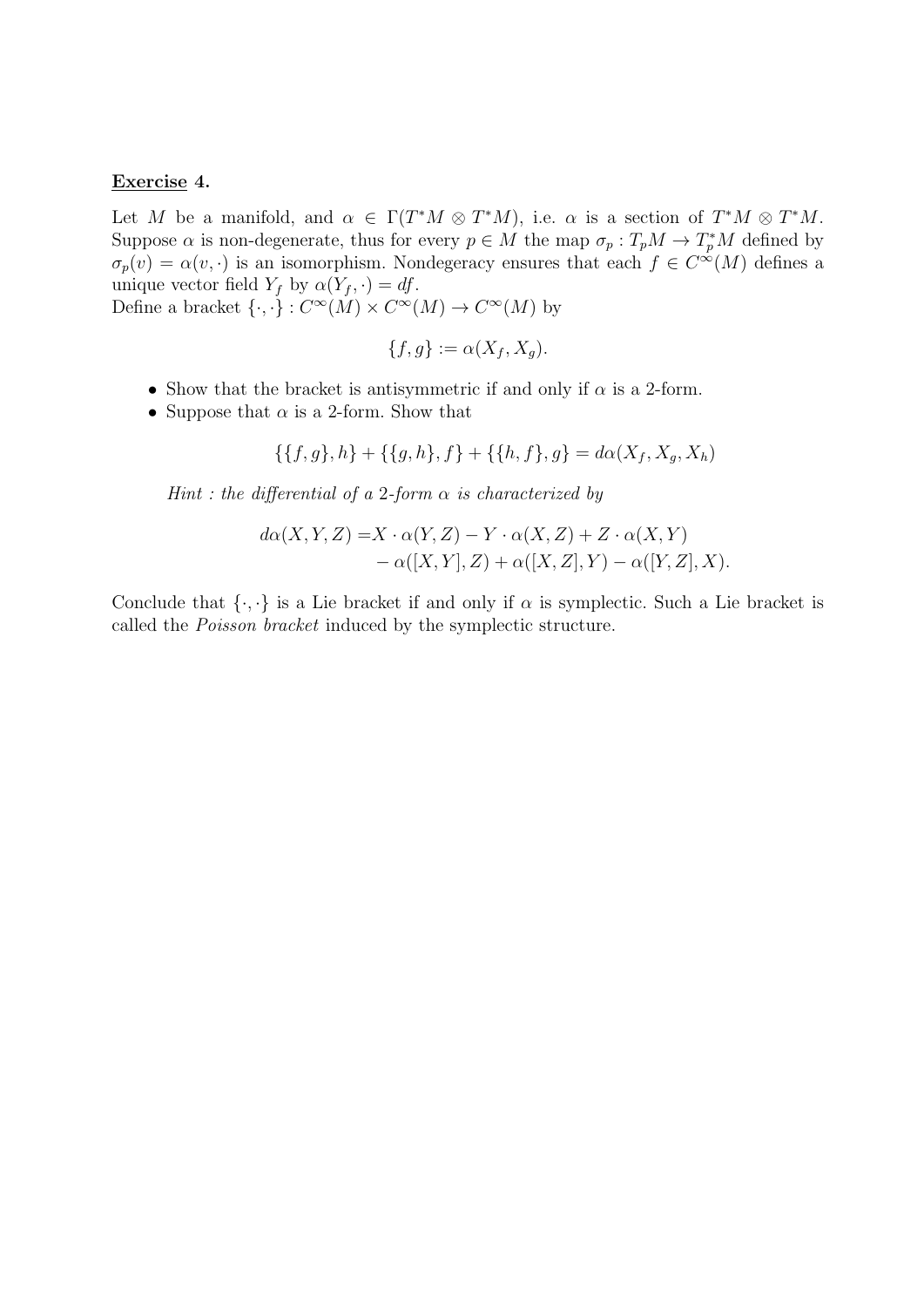**Exercise 4.**

Let $M$ be a manifold, and $\alpha \in \Gamma(T^*M \otimes T^*M)$, i.e. $\alpha$ is a section of $T^*M \otimes T^*M$. Suppose $\alpha$ is non-degenerate, thus for every $p \in M$ the map $\sigma_p : T_pM \to T_p^*M$ defined by $\sigma_p(v) = \alpha(v, \cdot)$ is an isomorphism. Nondegeracy ensures that each $f \in C^\infty(M)$ defines a unique vector field $Y_f$ by $\alpha(Y_f, \cdot) = df$.
Define a bracket $\{\cdot, \cdot\} : C^\infty(M) \times C^\infty(M) \to C^\infty(M)$ by

$$\{f, g\} := \alpha(X_f, X_g).$$

- Show that the bracket is antisymmetric if and only if $\alpha$ is a 2-form.
- Suppose that $\alpha$ is a 2-form. Show that

$$\{\{f, g\}, h\} + \{\{g, h\}, f\} + \{\{h, f\}, g\} = d\alpha(X_f, X_g, X_h)$$

*Hint : the differential of a 2-form $\alpha$ is characterized by*

$$\begin{aligned} d\alpha(X, Y, Z) =& X \cdot \alpha(Y, Z) - Y \cdot \alpha(X, Z) + Z \cdot \alpha(X, Y) \\ & - \alpha([X, Y], Z) + \alpha([X, Z], Y) - \alpha([Y, Z], X). \end{aligned}$$

Conclude that $\{\cdot, \cdot\}$ is a Lie bracket if and only if $\alpha$ is symplectic. Such a Lie bracket is called the *Poisson bracket* induced by the symplectic structure.